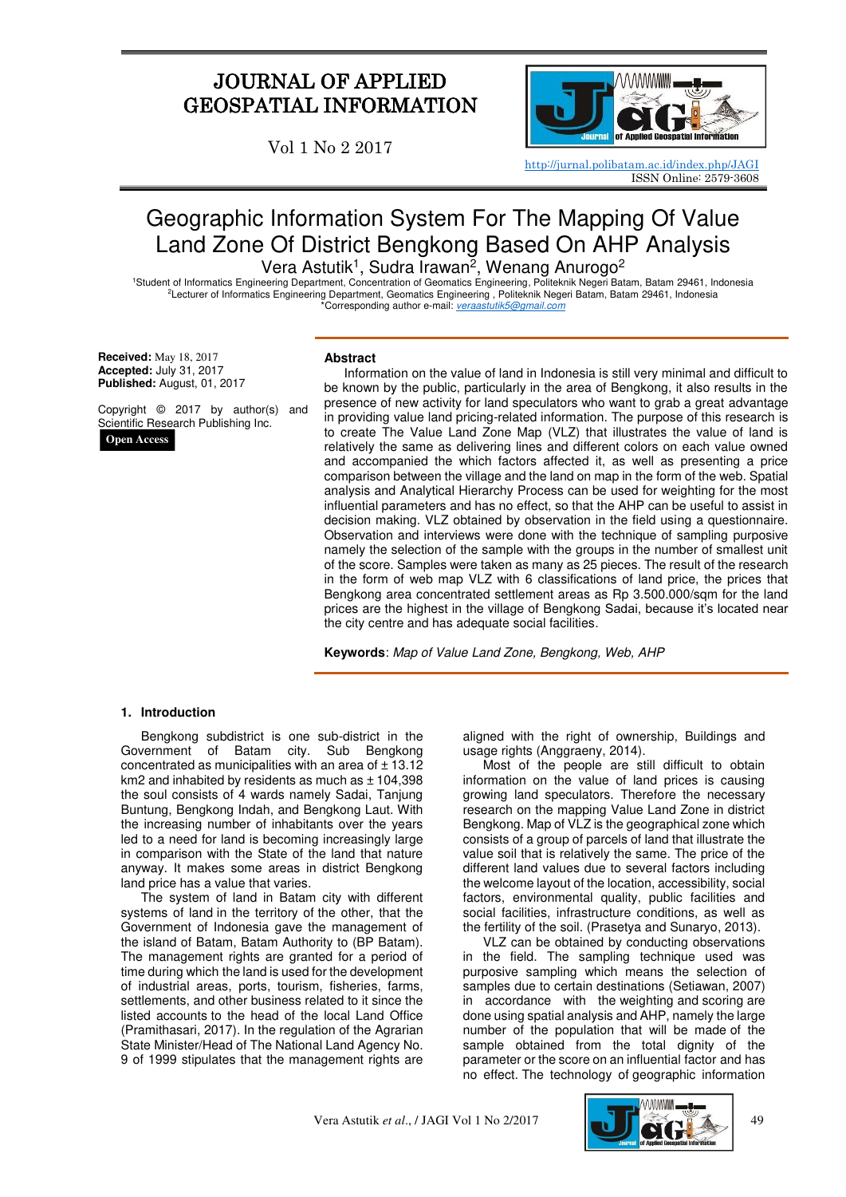# JOURNAL OF APPLIED GEOSPATIAL INFORMATION

Vol 1 No 2 2017

http://jurnal.polibatam.ac.id/index.php/JAGI
ISSN Online: 2579-3608

# Geographic Information System For The Mapping Of Value Land Zone Of District Bengkong Based On AHP Analysis

Vera Astutik[1], Sudra Irawan[2], Wenang Anurogo[2]

[1]Student of Informatics Engineering Department, Concentration of Geomatics Engineering, Politeknik Negeri Batam, Batam 29461, Indonesia
[2]Lecturer of Informatics Engineering Department, Geomatics Engineering , Politeknik Negeri Batam, Batam 29461, Indonesia
*Corresponding author e-mail: *veraastutik5@gmail.com*

**Received:** May 18, 2017
**Accepted:** July 31, 2017
**Published:** August, 01, 2017

Copyright © 2017 by author(s) and Scientific Research Publishing Inc.

**Open Access**

## Abstract

Information on the value of land in Indonesia is still very minimal and difficult to be known by the public, particularly in the area of Bengkong, it also results in the presence of new activity for land speculators who want to grab a great advantage in providing value land pricing-related information. The purpose of this research is to create The Value Land Zone Map (VLZ) that illustrates the value of land is relatively the same as delivering lines and different colors on each value owned and accompanied the which factors affected it, as well as presenting a price comparison between the village and the land on map in the form of the web. Spatial analysis and Analytical Hierarchy Process can be used for weighting for the most influential parameters and has no effect, so that the AHP can be useful to assist in decision making. VLZ obtained by observation in the field using a questionnaire. Observation and interviews were done with the technique of sampling purposive namely the selection of the sample with the groups in the number of smallest unit of the score. Samples were taken as many as 25 pieces. The result of the research in the form of web map VLZ with 6 classifications of land price, the prices that Bengkong area concentrated settlement areas as Rp 3.500.000/sqm for the land prices are the highest in the village of Bengkong Sadai, because it's located near the city centre and has adequate social facilities.

**Keywords**: *Map of Value Land Zone, Bengkong, Web, AHP*

## 1. Introduction

Bengkong subdistrict is one sub-district in the Government of Batam city. Sub Bengkong concentrated as municipalities with an area of ± 13.12 km2 and inhabited by residents as much as ± 104,398 the soul consists of 4 wards namely Sadai, Tanjung Buntung, Bengkong Indah, and Bengkong Laut. With the increasing number of inhabitants over the years led to a need for land is becoming increasingly large in comparison with the State of the land that nature anyway. It makes some areas in district Bengkong land price has a value that varies.

The system of land in Batam city with different systems of land in the territory of the other, that the Government of Indonesia gave the management of the island of Batam, Batam Authority to (BP Batam). The management rights are granted for a period of time during which the land is used for the development of industrial areas, ports, tourism, fisheries, farms, settlements, and other business related to it since the listed accounts to the head of the local Land Office (Pramithasari, 2017). In the regulation of the Agrarian State Minister/Head of The National Land Agency No. 9 of 1999 stipulates that the management rights are aligned with the right of ownership, Buildings and usage rights (Anggraeny, 2014).

Most of the people are still difficult to obtain information on the value of land prices is causing growing land speculators. Therefore the necessary research on the mapping Value Land Zone in district Bengkong. Map of VLZ is the geographical zone which consists of a group of parcels of land that illustrate the value soil that is relatively the same. The price of the different land values due to several factors including the welcome layout of the location, accessibility, social factors, environmental quality, public facilities and social facilities, infrastructure conditions, as well as the fertility of the soil. (Prasetya and Sunaryo, 2013).

VLZ can be obtained by conducting observations in the field. The sampling technique used was purposive sampling which means the selection of samples due to certain destinations (Setiawan, 2007) in accordance with the weighting and scoring are done using spatial analysis and AHP, namely the large number of the population that will be made of the sample obtained from the total dignity of the parameter or the score on an influential factor and has no effect. The technology of geographic information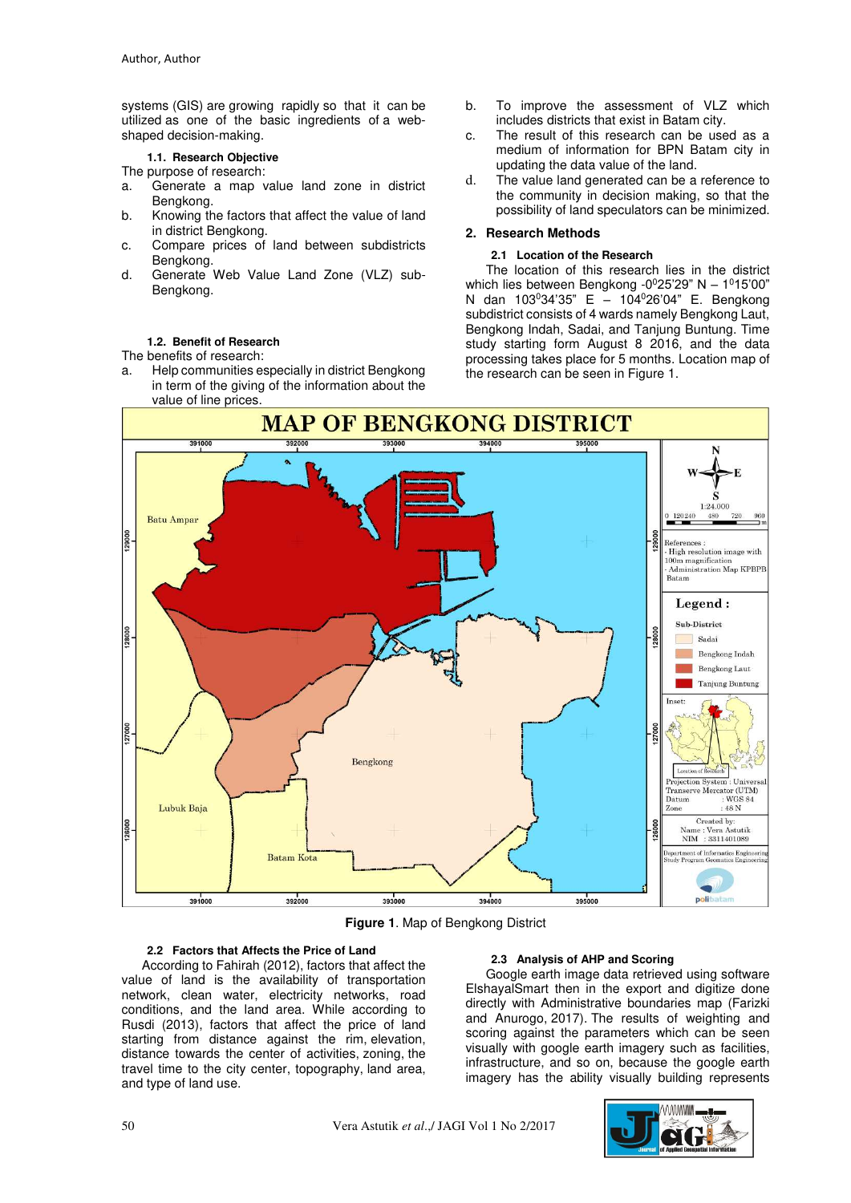systems (GIS) are growing rapidly so that it can be utilized as one of the basic ingredients of a web-shaped decision-making.

### 1.1. Research Objective

The purpose of research:

a. Generate a map value land zone in district Bengkong.
b. Knowing the factors that affect the value of land in district Bengkong.
c. Compare prices of land between subdistricts Bengkong.
d. Generate Web Value Land Zone (VLZ) sub-Bengkong.

### 1.2. Benefit of Research

The benefits of research:

a. Help communities especially in district Bengkong in term of the giving of the information about the value of line prices.
b. To improve the assessment of VLZ which includes districts that exist in Batam city.
c. The result of this research can be used as a medium of information for BPN Batam city in updating the data value of the land.
d. The value land generated can be a reference to the community in decision making, so that the possibility of land speculators can be minimized.

## 2. Research Methods

### 2.1 Location of the Research

The location of this research lies in the district which lies between Bengkong -0°25'29" N – 1°15'00" N dan 103°34'35" E – 104°26'04" E. Bengkong subdistrict consists of 4 wards namely Bengkong Laut, Bengkong Indah, Sadai, and Tanjung Buntung. Time study starting form August 8 2016, and the data processing takes place for 5 months. Location map of the research can be seen in Figure 1.

**Figure 1**. Map of Bengkong District

### 2.2 Factors that Affects the Price of Land

According to Fahirah (2012), factors that affect the value of land is the availability of transportation network, clean water, electricity networks, road conditions, and the land area. While according to Rusdi (2013), factors that affect the price of land starting from distance against the rim, elevation, distance towards the center of activities, zoning, the travel time to the city center, topography, land area, and type of land use.

### 2.3 Analysis of AHP and Scoring

Google earth image data retrieved using software ElshayalSmart then in the export and digitize done directly with Administrative boundaries map (Farizki and Anurogo, 2017). The results of weighting and scoring against the parameters which can be seen visually with google earth imagery such as facilities, infrastructure, and so on, because the google earth imagery has the ability visually building represents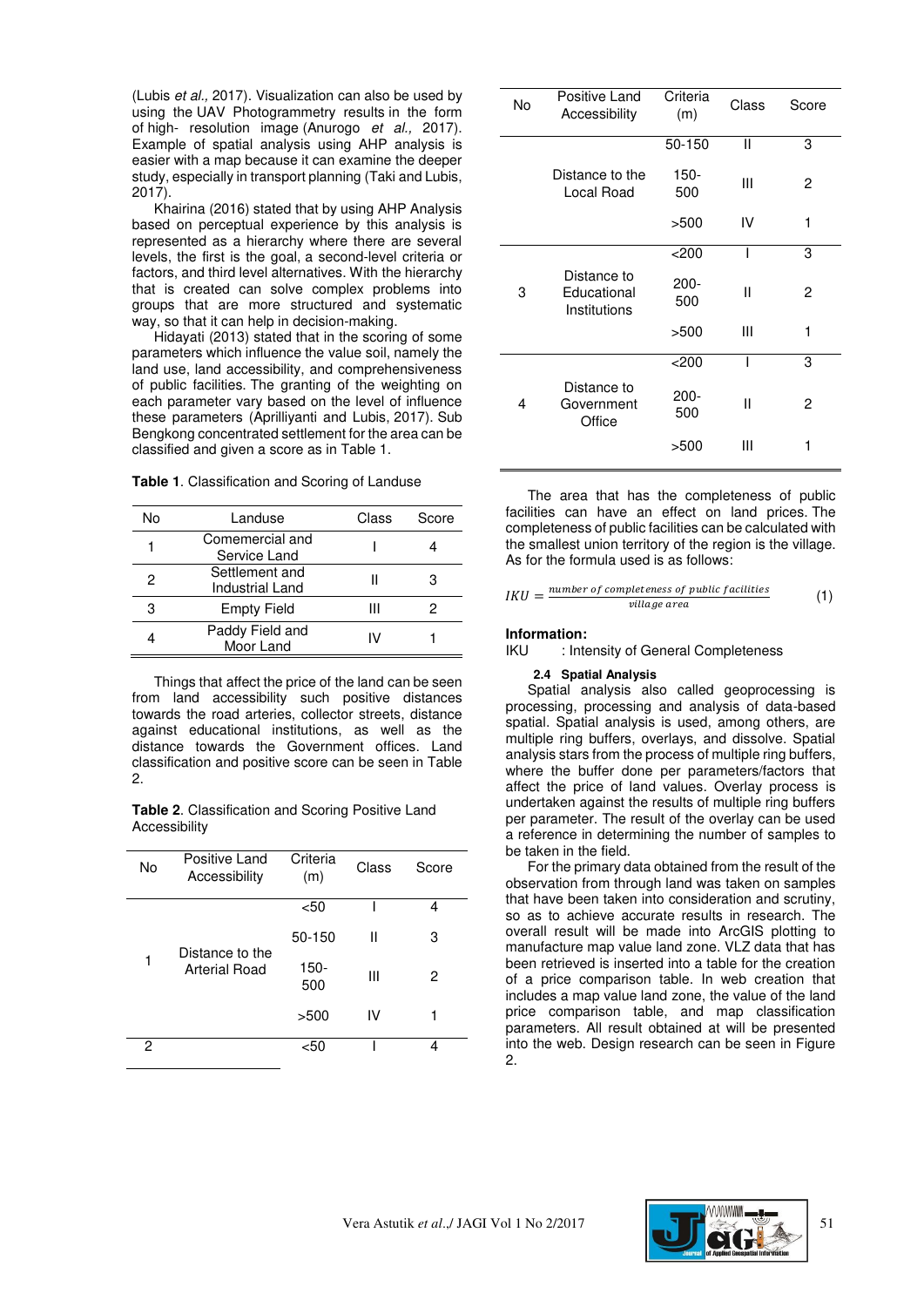(Lubis *et al.,* 2017). Visualization can also be used by using the UAV Photogrammetry results in the form of high- resolution image (Anurogo *et al.,* 2017). Example of spatial analysis using AHP analysis is easier with a map because it can examine the deeper study, especially in transport planning (Taki and Lubis, 2017).

Khairina (2016) stated that by using AHP Analysis based on perceptual experience by this analysis is represented as a hierarchy where there are several levels, the first is the goal, a second-level criteria or factors, and third level alternatives. With the hierarchy that is created can solve complex problems into groups that are more structured and systematic way, so that it can help in decision-making.

Hidayati (2013) stated that in the scoring of some parameters which influence the value soil, namely the land use, land accessibility, and comprehensiveness of public facilities. The granting of the weighting on each parameter vary based on the level of influence these parameters (Aprilliyanti and Lubis, 2017). Sub Bengkong concentrated settlement for the area can be classified and given a score as in Table 1.

**Table 1**. Classification and Scoring of Landuse

| No | Landuse | Class | Score |
|---|---|---|---|
| 1 | Comemercial and Service Land | I | 4 |
| 2 | Settlement and Industrial Land | II | 3 |
| 3 | Empty Field | III | 2 |
| 4 | Paddy Field and Moor Land | IV | 1 |

Things that affect the price of the land can be seen from land accessibility such positive distances towards the road arteries, collector streets, distance against educational institutions, as well as the distance towards the Government offices. Land classification and positive score can be seen in Table 2.

**Table 2**. Classification and Scoring Positive Land Accessibility

| No | Positive Land Accessibility | Criteria (m) | Class | Score |
|---|---|---|---|---|
| 1 | Distance to the Arterial Road | <50 | I | 4 |
| | | 50-150 | II | 3 |
| | | 150-500 | III | 2 |
| | | >500 | IV | 1 |
| 2 | Distance to the Local Road | <50 | I | 4 |
| | | 50-150 | II | 3 |
| | | 150-500 | III | 2 |
| | | >500 | IV | 1 |
| 3 | Distance to Educational Institutions | <200 | I | 3 |
| | | 200-500 | II | 2 |
| | | >500 | III | 1 |
| 4 | Distance to Government Office | <200 | I | 3 |
| | | 200-500 | II | 2 |
| | | >500 | III | 1 |

The area that has the completeness of public facilities can have an effect on land prices. The completeness of public facilities can be calculated with the smallest union territory of the region is the village. As for the formula used is as follows:

$$IKU = \frac{number\ of\ completeness\ of\ public\ facilities}{village\ area} \quad (1)$$

**Information:**

IKU : Intensity of General Completeness

### 2.4 Spatial Analysis

Spatial analysis also called geoprocessing is processing, processing and analysis of data-based spatial. Spatial analysis is used, among others, are multiple ring buffers, overlays, and dissolve. Spatial analysis stars from the process of multiple ring buffers, where the buffer done per parameters/factors that affect the price of land values. Overlay process is undertaken against the results of multiple ring buffers per parameter. The result of the overlay can be used a reference in determining the number of samples to be taken in the field.

For the primary data obtained from the result of the observation from through land was taken on samples that have been taken into consideration and scrutiny, so as to achieve accurate results in research. The overall result will be made into ArcGIS plotting to manufacture map value land zone. VLZ data that has been retrieved is inserted into a table for the creation of a price comparison table. In web creation that includes a map value land zone, the value of the land price comparison table, and map classification parameters. All result obtained at will be presented into the web. Design research can be seen in Figure 2.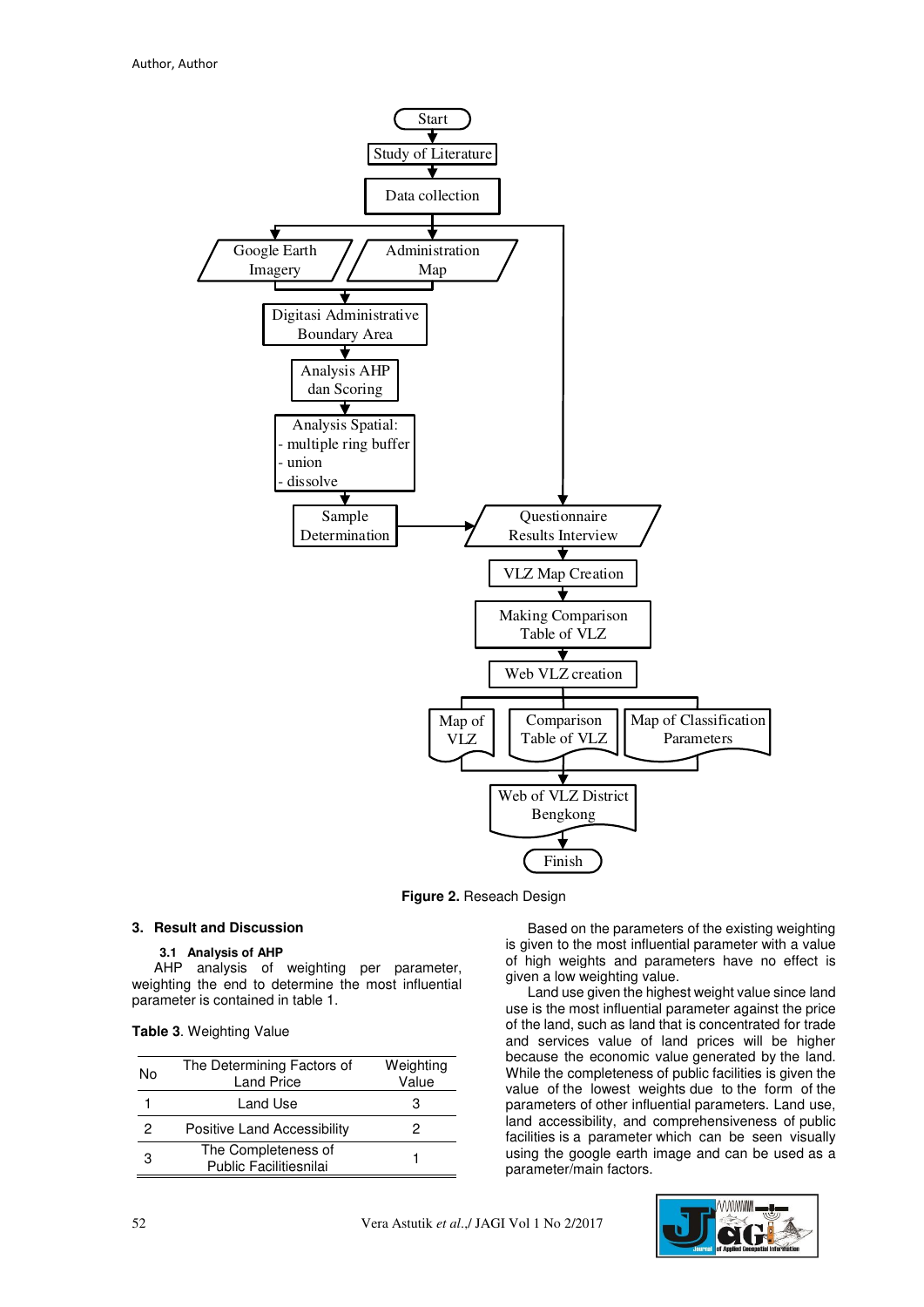**Figure 2.** Reseach Design

## 3. Result and Discussion

### 3.1 Analysis of AHP

AHP analysis of weighting per parameter, weighting the end to determine the most influential parameter is contained in table 1.

**Table 3**. Weighting Value

| No | The Determining Factors of Land Price | Weighting Value |
|---|---|---|
| 1 | Land Use | 3 |
| 2 | Positive Land Accessibility | 2 |
| 3 | The Completeness of Public Facilitiesnilai | 1 |

Based on the parameters of the existing weighting is given to the most influential parameter with a value of high weights and parameters have no effect is given a low weighting value.

Land use given the highest weight value since land use is the most influential parameter against the price of the land, such as land that is concentrated for trade and services value of land prices will be higher because the economic value generated by the land. While the completeness of public facilities is given the value of the lowest weights due to the form of the parameters of other influential parameters. Land use, land accessibility, and comprehensiveness of public facilities is a parameter which can be seen visually using the google earth image and can be used as a parameter/main factors.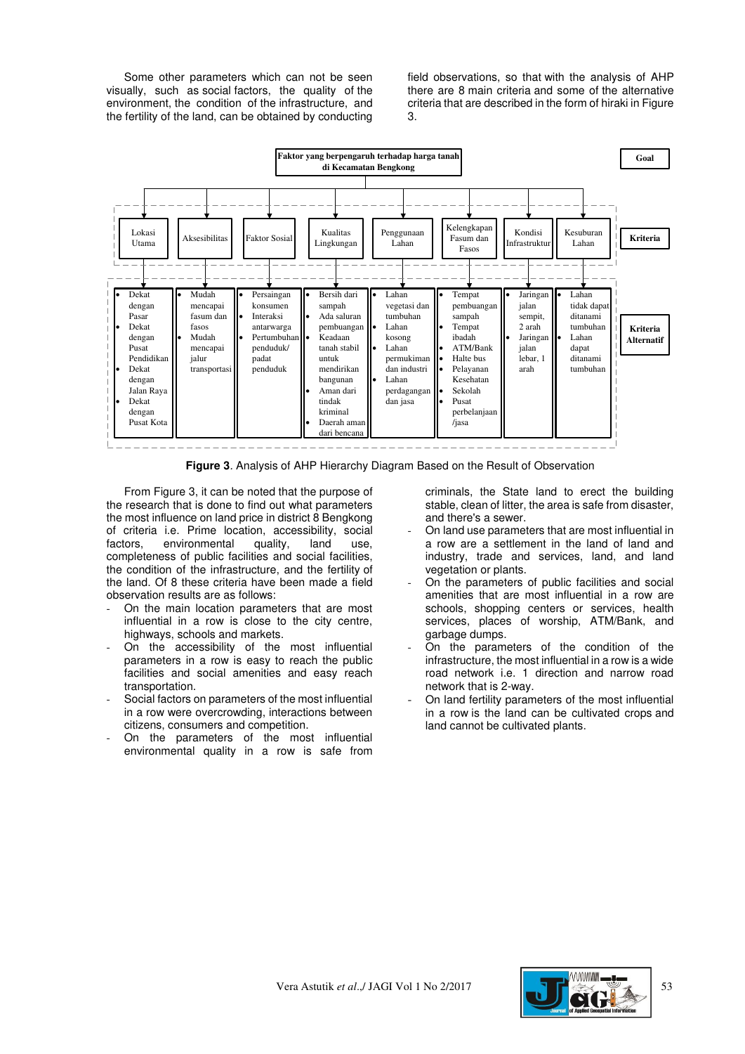Some other parameters which can not be seen visually, such as social factors, the quality of the environment, the condition of the infrastructure, and the fertility of the land, can be obtained by conducting field observations, so that with the analysis of AHP there are 8 main criteria and some of the alternative criteria that are described in the form of hiraki in Figure 3.

| Level | | | | | | | | |
|---|---|---|---|---|---|---|---|---|
| Goal | Faktor yang berpengaruh terhadap harga tanah di Kecamatan Bengkong | | | | | | | |
| Kriteria | Lokasi Utama | Aksesibilitas | Faktor Sosial | Kualitas Lingkungan | Penggunaan Lahan | Kelengkapan Fasum dan Fasos | Kondisi Infrastruktur | Kesuburan Lahan |
| Kriteria Alternatif | • Dekat dengan Pasar<br>• Dekat dengan Pusat Pendidikan<br>• Dekat dengan Jalan Raya<br>• Dekat dengan Pusat Kota | • Mudah mencapai fasum dan fasos<br>• Mudah mencapai jalur transportasi | • Persaingan konsumen<br>• Interaksi antarwarga<br>• Pertumbuhan penduduk/ padat penduduk | • Bersih dari sampah<br>• Ada saluran pembuangan<br>• Keadaan tanah stabil untuk mendirikan bangunan<br>• Aman dari tindak kriminal<br>• Daerah aman dari bencana | • Lahan vegetasi dan tumbuhan<br>• Lahan kosong<br>• Lahan permukiman dan industri<br>• Lahan perdagangan dan jasa | • Tempat pembuangan sampah<br>• Tempat ibadah<br>• ATM/Bank<br>• Halte bus<br>• Pelayanan Kesehatan<br>• Sekolah<br>• Pusat perbelanjaan /jasa | • Jaringan jalan sempit, 2 arah<br>• Jaringan jalan lebar, 1 arah | • Lahan tidak dapat ditanami tumbuhan<br>• Lahan dapat ditanami tumbuhan |

**Figure 3**. Analysis of AHP Hierarchy Diagram Based on the Result of Observation

From Figure 3, it can be noted that the purpose of the research that is done to find out what parameters the most influence on land price in district 8 Bengkong of criteria i.e. Prime location, accessibility, social factors, environmental quality, land use, completeness of public facilities and social facilities, the condition of the infrastructure, and the fertility of the land. Of 8 these criteria have been made a field observation results are as follows:

- On the main location parameters that are most influential in a row is close to the city centre, highways, schools and markets.
- On the accessibility of the most influential parameters in a row is easy to reach the public facilities and social amenities and easy reach transportation.
- Social factors on parameters of the most influential in a row were overcrowding, interactions between citizens, consumers and competition.
- On the parameters of the most influential environmental quality in a row is safe from criminals, the State land to erect the building stable, clean of litter, the area is safe from disaster, and there's a sewer.
- On land use parameters that are most influential in a row are a settlement in the land of land and industry, trade and services, land, and land vegetation or plants.
- On the parameters of public facilities and social amenities that are most influential in a row are schools, shopping centers or services, health services, places of worship, ATM/Bank, and garbage dumps.
- On the parameters of the condition of the infrastructure, the most influential in a row is a wide road network i.e. 1 direction and narrow road network that is 2-way.
- On land fertility parameters of the most influential in a row is the land can be cultivated crops and land cannot be cultivated plants.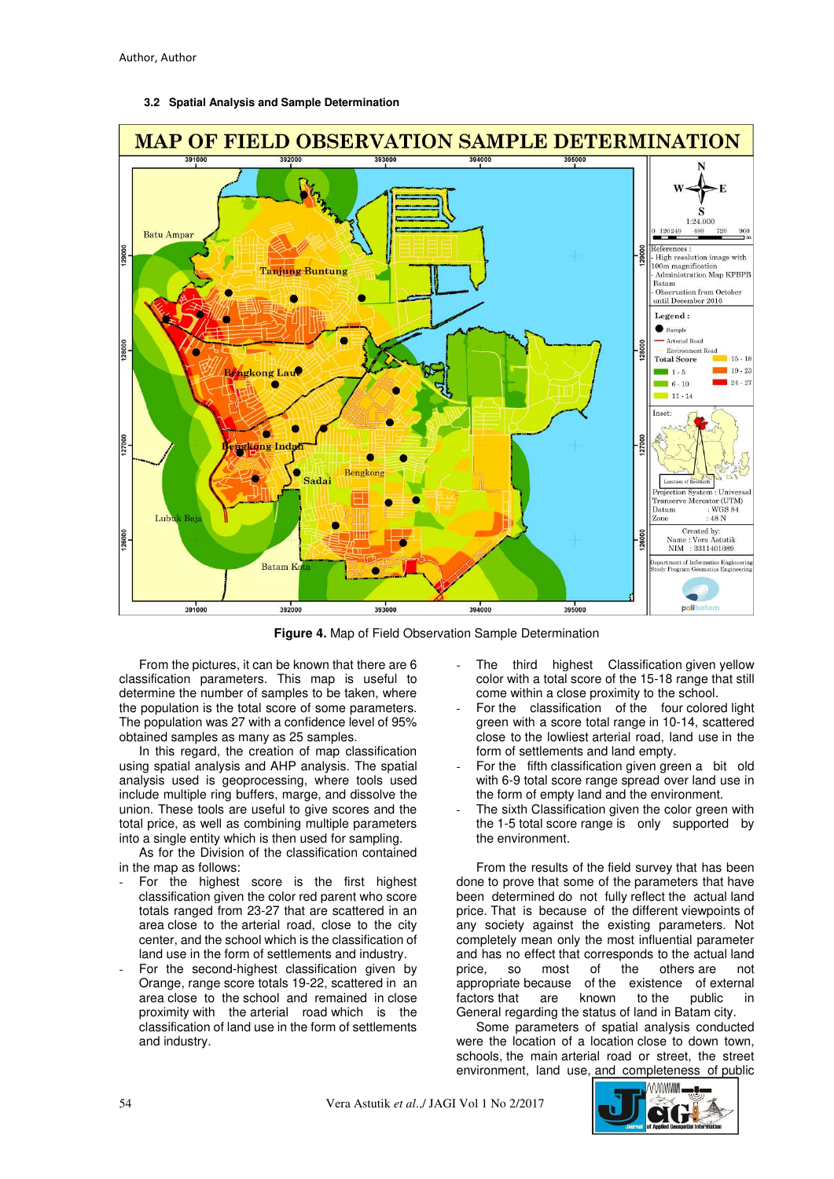### 3.2 Spatial Analysis and Sample Determination

**Figure 4.** Map of Field Observation Sample Determination

From the pictures, it can be known that there are 6 classification parameters. This map is useful to determine the number of samples to be taken, where the population is the total score of some parameters. The population was 27 with a confidence level of 95% obtained samples as many as 25 samples.

In this regard, the creation of map classification using spatial analysis and AHP analysis. The spatial analysis used is geoprocessing, where tools used include multiple ring buffers, marge, and dissolve the union. These tools are useful to give scores and the total price, as well as combining multiple parameters into a single entity which is then used for sampling.

As for the Division of the classification contained in the map as follows:

- For the highest score is the first highest classification given the color red parent who score totals ranged from 23-27 that are scattered in an area close to the arterial road, close to the city center, and the school which is the classification of land use in the form of settlements and industry.
- For the second-highest classification given by Orange, range score totals 19-22, scattered in an area close to the school and remained in close proximity with the arterial road which is the classification of land use in the form of settlements and industry.
- The third highest Classification given yellow color with a total score of the 15-18 range that still come within a close proximity to the school.
- For the classification of the four colored light green with a score total range in 10-14, scattered close to the lowliest arterial road, land use in the form of settlements and land empty.
- For the fifth classification given green a bit old with 6-9 total score range spread over land use in the form of empty land and the environment.
- The sixth Classification given the color green with the 1-5 total score range is only supported by the environment.

From the results of the field survey that has been done to prove that some of the parameters that have been determined do not fully reflect the actual land price. That is because of the different viewpoints of any society against the existing parameters. Not completely mean only the most influential parameter and has no effect that corresponds to the actual land price, so most of the others are not appropriate because of the existence of external factors that are known to the public in General regarding the status of land in Batam city.

Some parameters of spatial analysis conducted were the location of a location close to down town, schools, the main arterial road or street, the street environment, land use, and completeness of public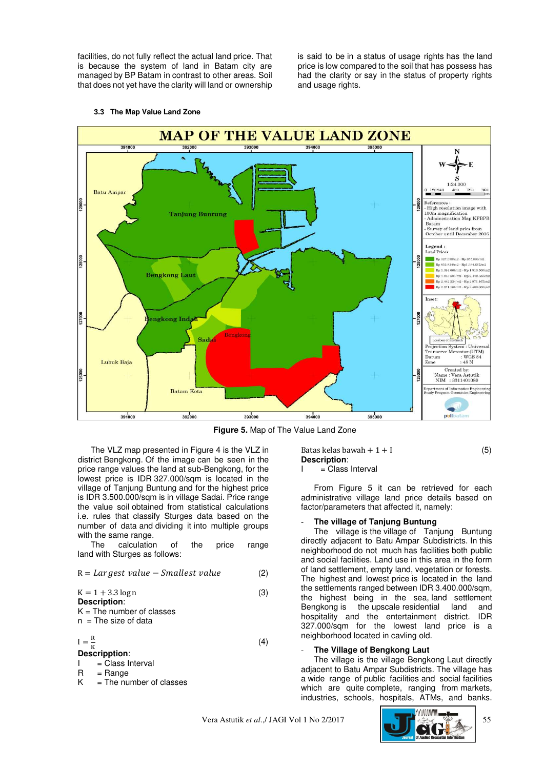facilities, do not fully reflect the actual land price. That is because the system of land in Batam city are managed by BP Batam in contrast to other areas. Soil that does not yet have the clarity will land or ownership is said to be in a status of usage rights has the land price is low compared to the soil that has possess has had the clarity or say in the status of property rights and usage rights.

### 3.3 The Map Value Land Zone

Figure 5. Map of The Value Land Zone

The VLZ map presented in Figure 4 is the VLZ in district Bengkong. Of the image can be seen in the price range values the land at sub-Bengkong, for the lowest price is IDR 327.000/sqm is located in the village of Tanjung Buntung and for the highest price is IDR 3.500.000/sqm is in village Sadai. Price range the value soil obtained from statistical calculations i.e. rules that classify Sturges data based on the number of data and dividing it into multiple groups with the same range.

The calculation of the price range land with Sturges as follows:

$$R = Largest\ value - Smallest\ value \quad (2)$$

$$K = 1 + 3.3 \log n \quad (3)$$

**Description**:

K = The number of classes
n = The size of data

$$I = \frac{R}{K} \quad (4)$$

**Descripption**:

I = Class Interval
R = Range
K = The number of classes

$$\text{Batas kelas bawah} + 1 + I \quad (5)$$

**Description**:

I = Class Interval

From Figure 5 it can be retrieved for each administrative village land price details based on factor/parameters that affected it, namely:

- **The village of Tanjung Buntung**

The village is the village of Tanjung Buntung directly adjacent to Batu Ampar Subdistricts. In this neighborhood do not much has facilities both public and social facilities. Land use in this area in the form of land settlement, empty land, vegetation or forests. The highest and lowest price is located in the land the settlements ranged between IDR 3.400.000/sqm, the highest being in the sea, land settlement Bengkong is the upscale residential land and hospitality and the entertainment district. IDR 327.000/sqm for the lowest land price is a neighborhood located in cavling old.

- **The Village of Bengkong Laut**

The village is the village Bengkong Laut directly adjacent to Batu Ampar Subdistricts. The village has a wide range of public facilities and social facilities which are quite complete, ranging from markets, industries, schools, hospitals, ATMs, and banks.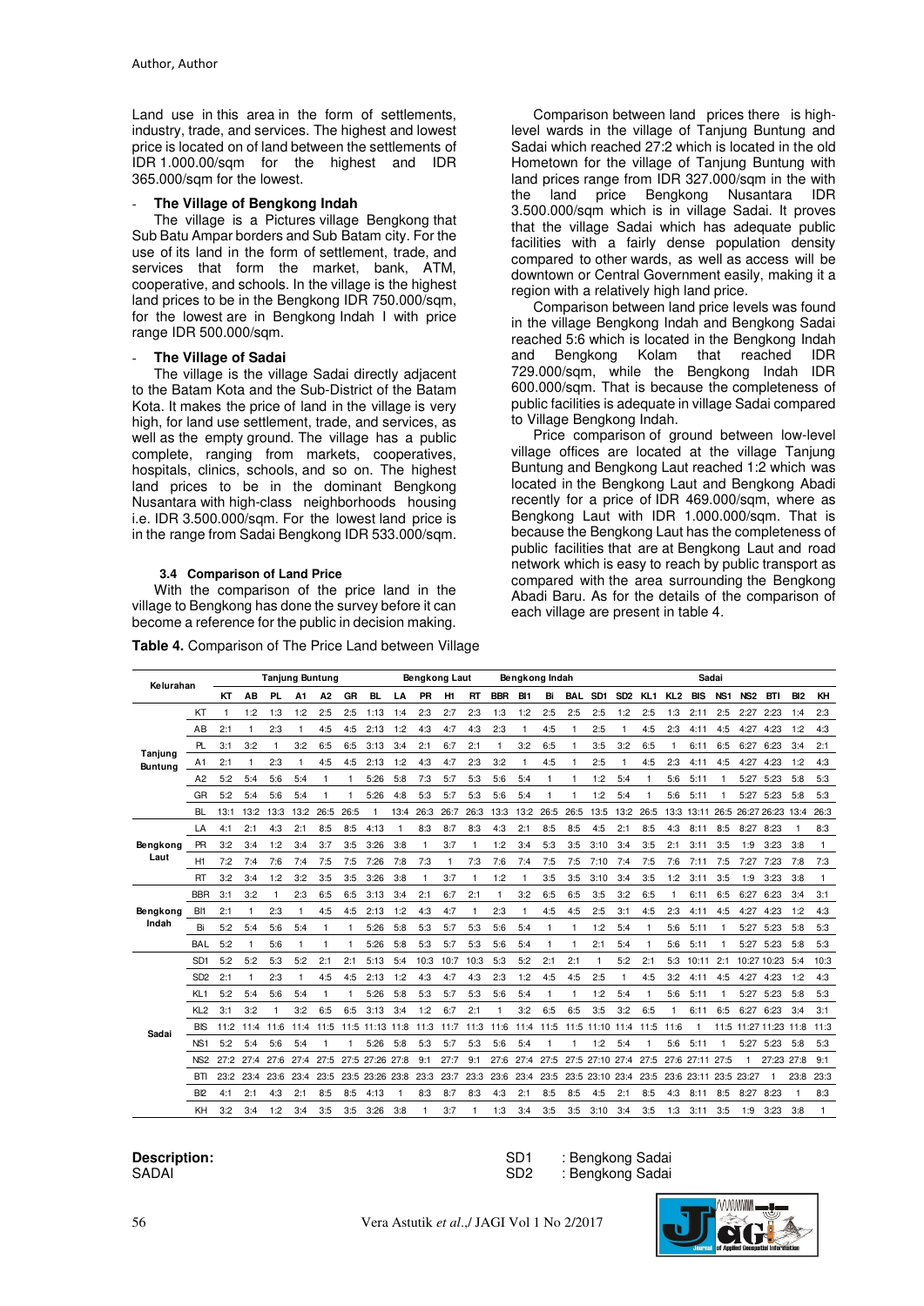Land use in this area in the form of settlements, industry, trade, and services. The highest and lowest price is located on of land between the settlements of IDR 1.000.00/sqm for the highest and IDR 365.000/sqm for the lowest.

- **The Village of Bengkong Indah**

The village is a Pictures village Bengkong that Sub Batu Ampar borders and Sub Batam city. For the use of its land in the form of settlement, trade, and services that form the market, bank, ATM, cooperative, and schools. In the village is the highest land prices to be in the Bengkong IDR 750.000/sqm, for the lowest are in Bengkong Indah I with price range IDR 500.000/sqm.

- **The Village of Sadai**

The village is the village Sadai directly adjacent to the Batam Kota and the Sub-District of the Batam Kota. It makes the price of land in the village is very high, for land use settlement, trade, and services, as well as the empty ground. The village has a public complete, ranging from markets, cooperatives, hospitals, clinics, schools, and so on. The highest land prices to be in the dominant Bengkong Nusantara with high-class neighborhoods housing i.e. IDR 3.500.000/sqm. For the lowest land price is in the range from Sadai Bengkong IDR 533.000/sqm.

### 3.4 Comparison of Land Price

With the comparison of the price land in the village to Bengkong has done the survey before it can become a reference for the public in decision making.

Comparison between land prices there is high-level wards in the village of Tanjung Buntung and Sadai which reached 27:2 which is located in the old Hometown for the village of Tanjung Buntung with land prices range from IDR 327.000/sqm in the with the land price Bengkong Nusantara IDR 3.500.000/sqm which is in village Sadai. It proves that the village Sadai which has adequate public facilities with a fairly dense population density compared to other wards, as well as access will be downtown or Central Government easily, making it a region with a relatively high land price.

Comparison between land price levels was found in the village Bengkong Indah and Bengkong Sadai reached 5:6 which is located in the Bengkong Indah and Bengkong Kolam that reached IDR 729.000/sqm, while the Bengkong Indah IDR 600.000/sqm. That is because the completeness of public facilities is adequate in village Sadai compared to Village Bengkong Indah.

Price comparison of ground between low-level village offices are located at the village Tanjung Buntung and Bengkong Laut reached 1:2 which was located in the Bengkong Laut and Bengkong Abadi recently for a price of IDR 469.000/sqm, where as Bengkong Laut with IDR 1.000.000/sqm. That is because the Bengkong Laut has the completeness of public facilities that are at Bengkong Laut and road network which is easy to reach by public transport as compared with the area surrounding the Bengkong Abadi Baru. As for the details of the comparison of each village are present in table 4.

**Table 4.** Comparison of The Price Land between Village

| Kelurahan | | Tanjung Buntung | | | | | | | Bengkong Laut | | | | Bengkong Indah | | | | Sadai | | | | | | | | | |
|---|---|---|---|---|---|---|---|---|---|---|---|---|---|---|---|---|---|---|---|---|---|---|---|---|---|---|
| | | KT | AB | PL | A1 | A2 | GR | BL | LA | PR | H1 | RT | BBR | BI1 | Bi | BAL | SD1 | SD2 | KL1 | KL2 | BIS | NS1 | NS2 | BTI | BI2 | KH |
| Tanjung Buntung | KT | 1 | 1:2 | 1:3 | 1:2 | 2:5 | 2:5 | 1:13 | 1:4 | 2:3 | 2:7 | 2:3 | 1:3 | 1:2 | 2:5 | 2:5 | 2:5 | 1:2 | 2:5 | 1:3 | 2:11 | 2:5 | 2:27 | 2:23 | 1:4 | 2:3 |
| | AB | 2:1 | 1 | 2:3 | 1 | 4:5 | 4:5 | 2:13 | 1:2 | 4:3 | 4:7 | 4:3 | 2:3 | 1 | 4:5 | 1 | 2:5 | 1 | 4:5 | 2:3 | 4:11 | 4:5 | 4:27 | 4:23 | 1:2 | 4:3 |
| | PL | 3:1 | 3:2 | 1 | 3:2 | 6:5 | 6:5 | 3:13 | 3:4 | 2:1 | 6:7 | 2:1 | 1 | 3:2 | 6:5 | 1 | 3:5 | 3:2 | 6:5 | 1 | 6:11 | 6:5 | 6:27 | 6:23 | 3:4 | 2:1 |
| | A1 | 2:1 | 1 | 2:3 | 1 | 4:5 | 4:5 | 2:13 | 1:2 | 4:3 | 4:7 | 2:3 | 3:2 | 1 | 4:5 | 1 | 2:5 | 1 | 4:5 | 2:3 | 4:11 | 4:5 | 4:27 | 4:23 | 1:2 | 4:3 |
| | A2 | 5:2 | 5:4 | 5:6 | 5:4 | 1 | 1 | 5:26 | 5:8 | 7:3 | 5:7 | 5:3 | 5:6 | 5:4 | 1 | 1 | 1:2 | 5:4 | 1 | 5:6 | 5:11 | 1 | 5:27 | 5:23 | 5:8 | 5:3 |
| | GR | 5:2 | 5:4 | 5:6 | 5:4 | 1 | 1 | 5:26 | 4:8 | 5:3 | 5:7 | 5:3 | 5:6 | 5:4 | 1 | 1 | 1:2 | 5:4 | 1 | 5:6 | 5:11 | 1 | 5:27 | 5:23 | 5:8 | 5:3 |
| | BL | 13:1 | 13:2 | 13:3 | 13:2 | 26:5 | 26:5 | 1 | 13:4 | 26:3 | 26:7 | 26:3 | 13:3 | 13:2 | 26:5 | 26:5 | 13:5 | 13:2 | 26:5 | 13:3 | 13:11 | 26:5 | 26:27 | 26:23 | 13:4 | 26:3 |
| Bengkong Laut | LA | 4:1 | 2:1 | 4:3 | 2:1 | 8:5 | 8:5 | 4:13 | 1 | 8:3 | 8:7 | 8:3 | 4:3 | 2:1 | 8:5 | 8:5 | 4:5 | 2:1 | 8:5 | 4:3 | 8:11 | 8:5 | 8:27 | 8:23 | 1 | 8:3 |
| | PR | 3:2 | 3:4 | 1:2 | 3:4 | 3:7 | 3:5 | 3:26 | 3:8 | 1 | 3:7 | 1 | 1:2 | 3:4 | 5:3 | 3:5 | 3:10 | 3:4 | 3:5 | 2:1 | 3:11 | 3:5 | 1:9 | 3:23 | 3:8 | 1 |
| | H1 | 7:2 | 7:4 | 7:6 | 7:4 | 7:5 | 7:5 | 7:26 | 7:8 | 7:3 | 1 | 7:3 | 7:6 | 7:4 | 7:5 | 7:5 | 7:10 | 7:4 | 7:5 | 7:6 | 7:11 | 7:5 | 7:27 | 7:23 | 7:8 | 7:3 |
| | RT | 3:2 | 3:4 | 1:2 | 3:2 | 3:5 | 3:5 | 3:26 | 3:8 | 1 | 3:7 | 1 | 1:2 | 1 | 3:5 | 3:5 | 3:10 | 3:4 | 3:5 | 1:2 | 3:11 | 3:5 | 1:9 | 3:23 | 3:8 | 1 |
| Bengkong Indah | BBR | 3:1 | 3:2 | 1 | 2:3 | 6:5 | 6:5 | 3:13 | 3:4 | 2:1 | 6:7 | 2:1 | 1 | 3:2 | 6:5 | 6:5 | 3:5 | 3:2 | 6:5 | 1 | 6:11 | 6:5 | 6:27 | 6:23 | 3:4 | 3:1 |
| | BI1 | 2:1 | 1 | 2:3 | 1 | 4:5 | 4:5 | 2:13 | 1:2 | 4:3 | 4:7 | 1 | 2:3 | 1 | 4:5 | 4:5 | 2:5 | 3:1 | 4:5 | 2:3 | 4:11 | 4:5 | 4:27 | 4:23 | 1:2 | 4:3 |
| | Bi | 5:2 | 5:4 | 5:6 | 5:4 | 1 | 1 | 5:26 | 5:8 | 5:3 | 5:7 | 5:3 | 5:6 | 5:4 | 1 | 1 | 1:2 | 5:4 | 1 | 5:6 | 5:11 | 1 | 5:27 | 5:23 | 5:8 | 5:3 |
| | BAL | 5:2 | 1 | 5:6 | 1 | 1 | 1 | 5:26 | 5:8 | 5:3 | 5:7 | 5:3 | 5:6 | 5:4 | 1 | 1 | 2:1 | 5:4 | 1 | 5:6 | 5:11 | 1 | 5:27 | 5:23 | 5:8 | 5:3 |
| Sadai | SD1 | 5:2 | 5:2 | 5:3 | 5:2 | 2:1 | 2:1 | 5:13 | 5:4 | 10:3 | 10:7 | 10:3 | 5:3 | 5:2 | 2:1 | 2:1 | 1 | 5:2 | 2:1 | 5:3 | 10:11 | 2:1 | 10:27 | 10:23 | 5:4 | 10:3 |
| | SD2 | 2:1 | 1 | 2:3 | 1 | 4:5 | 4:5 | 2:13 | 1:2 | 4:3 | 4:7 | 4:3 | 2:3 | 1:2 | 4:5 | 4:5 | 2:5 | 1 | 4:5 | 3:2 | 4:11 | 4:5 | 4:27 | 4:23 | 1:2 | 4:3 |
| | KL1 | 5:2 | 5:4 | 5:6 | 5:4 | 1 | 1 | 5:26 | 5:8 | 5:3 | 5:7 | 5:3 | 5:6 | 5:4 | 1 | 1 | 1:2 | 5:4 | 1 | 5:6 | 5:11 | 1 | 5:27 | 5:23 | 5:8 | 5:3 |
| | KL2 | 3:1 | 3:2 | 1 | 3:2 | 6:5 | 6:5 | 3:13 | 3:4 | 1:2 | 6:7 | 2:1 | 1 | 3:2 | 6:5 | 6:5 | 3:5 | 3:2 | 6:5 | 1 | 6:11 | 6:5 | 6:27 | 6:23 | 3:4 | 3:1 |
| | BIS | 11:2 | 11:4 | 11:6 | 11:4 | 11:5 | 11:5 | 11:13 | 11:8 | 11:3 | 11:7 | 11:3 | 11:6 | 11:4 | 11:5 | 11:5 | 11:10 | 11:4 | 11:5 | 11:6 | 1 | 11:5 | 11:27 | 11:23 | 11:8 | 11:3 |
| | NS1 | 5:2 | 5:4 | 5:6 | 5:4 | 1 | 1 | 5:26 | 5:8 | 5:3 | 5:7 | 5:3 | 5:6 | 5:4 | 1 | 1 | 1:2 | 5:4 | 1 | 5:6 | 5:11 | 1 | 5:27 | 5:23 | 5:8 | 5:3 |
| | NS2 | 27:2 | 27:4 | 27:6 | 27:4 | 27:5 | 27:5 | 27:26 | 27:8 | 9:1 | 27:7 | 9:1 | 27:6 | 27:4 | 27:5 | 27:5 | 27:10 | 27:4 | 27:5 | 27:6 | 27:11 | 27:5 | 1 | 27:23 | 27:8 | 9:1 |
| | BTI | 23:2 | 23:4 | 23:6 | 23:4 | 23:5 | 23:5 | 23:26 | 23:8 | 23:3 | 23:7 | 23:3 | 23:6 | 23:4 | 23:5 | 23:5 | 23:10 | 23:4 | 23:5 | 23:6 | 23:11 | 23:5 | 23:27 | 1 | 23:8 | 23:3 |
| | BI2 | 4:1 | 2:1 | 4:3 | 2:1 | 8:5 | 8:5 | 4:13 | 1 | 8:3 | 8:7 | 8:3 | 4:3 | 2:1 | 8:5 | 8:5 | 4:5 | 2:1 | 8:5 | 4:3 | 8:11 | 8:5 | 8:27 | 8:23 | 1 | 8:3 |
| | KH | 3:2 | 3:4 | 1:2 | 3:4 | 3:5 | 3:5 | 3:26 | 3:8 | 1 | 3:7 | 1 | 1:3 | 3:4 | 3:5 | 3:5 | 3:10 | 3:4 | 3:5 | 1:3 | 3:11 | 3:5 | 1:9 | 3:23 | 3:8 | 1 |

**Description:**
SADAI

SD1 : Bengkong Sadai
SD2 : Bengkong Sadai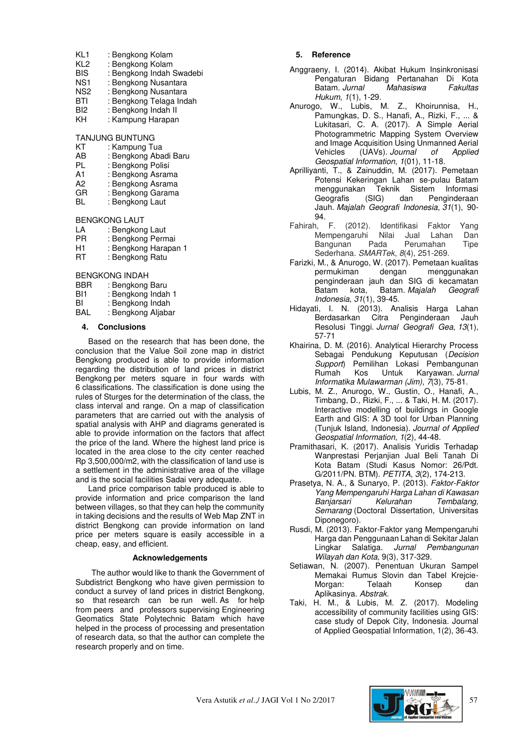KL1 : Bengkong Kolam
KL2 : Bengkong Kolam
BIS : Bengkong Indah Swadebi
NS1 : Bengkong Nusantara
NS2 : Bengkong Nusantara
BTI : Bengkong Telaga Indah
BI2 : Bengkong Indah II
KH : Kampung Harapan

TANJUNG BUNTUNG
KT : Kampung Tua
AB : Bengkong Abadi Baru
PL : Bengkong Polisi
A1 : Bengkong Asrama
A2 : Bengkong Asrama
GR : Bengkong Garama
BL : Bengkong Laut

BENGKONG LAUT
LA : Bengkong Laut
PR : Bengkong Permai
H1 : Bengkong Harapan 1
RT : Bengkong Ratu

BENGKONG INDAH
BBR : Bengkong Baru
BI1 : Bengkong Indah 1
BI : Bengkong Indah
BAL : Bengkong Aljabar

## 4. Conclusions

Based on the research that has been done, the conclusion that the Value Soil zone map in district Bengkong produced is able to provide information regarding the distribution of land prices in district Bengkong per meters square in four wards with 6 classifications. The classification is done using the rules of Sturges for the determination of the class, the class interval and range. On a map of classification parameters that are carried out with the analysis of spatial analysis with AHP and diagrams generated is able to provide information on the factors that affect the price of the land. Where the highest land price is located in the area close to the city center reached Rp 3,500,000/m2, with the classification of land use is a settlement in the administrative area of the village and is the social facilities Sadai very adequate.

Land price comparison table produced is able to provide information and price comparison the land between villages, so that they can help the community in taking decisions and the results of Web Map ZNT in district Bengkong can provide information on land price per meters square is easily accessible in a cheap, easy, and efficient.

## Acknowledgements

The author would like to thank the Government of Subdistrict Bengkong who have given permission to conduct a survey of land prices in district Bengkong, so that research can be run well. As for help from peers and professors supervising Engineering Geomatics State Polytechnic Batam which have helped in the process of processing and presentation of research data, so that the author can complete the research properly and on time.

## 5. Reference

Anggraeny, I. (2014). Akibat Hukum Insinkronisasi Pengaturan Bidang Pertanahan Di Kota Batam. *Jurnal Mahasiswa Fakultas Hukum*, *1*(1), 1-29.

Anurogo, W., Lubis, M. Z., Khoirunnisa, H., Pamungkas, D. S., Hanafi, A., Rizki, F., ... & Lukitasari, C. A. (2017). A Simple Aerial Photogrammetric Mapping System Overview and Image Acquisition Using Unmanned Aerial Vehicles (UAVs). *Journal of Applied Geospatial Information*, *1*(01), 11-18.

Aprilliyanti, T., & Zainuddin, M. (2017). Pemetaan Potensi Kekeringan Lahan se-pulau Batam menggunakan Teknik Sistem Informasi Geografis (SIG) dan Penginderaan Jauh. *Majalah Geografi Indonesia*, *31*(1), 90-94.

Fahirah, F. (2012). Identifikasi Faktor Yang Mempengaruhi Nilai Jual Lahan Dan Bangunan Pada Perumahan Tipe Sederhana. *SMARTek*, *8*(4), 251-269.

Farizki, M., & Anurogo, W. (2017). Pemetaan kualitas permukiman dengan menggunakan penginderaan jauh dan SIG di kecamatan Batam kota, Batam. *Majalah Geografi Indonesia*, *31*(1), 39-45.

Hidayati, I. N. (2013). Analisis Harga Lahan Berdasarkan Citra Penginderaan Jauh Resolusi Tinggi. *Jurnal Geografi Gea*, *13*(1), 57-71

Khairina, D. M. (2016). Analytical Hierarchy Process Sebagai Pendukung Keputusan (*Decision Support*) Pemilihan Lokasi Pembangunan Rumah Kos Untuk Karyawan. *Jurnal Informatika Mulawarman (Jim)*, *7*(3), 75-81.

Lubis, M. Z., Anurogo, W., Gustin, O., Hanafi, A., Timbang, D., Rizki, F., ... & Taki, H. M. (2017). Interactive modelling of buildings in Google Earth and GIS: A 3D tool for Urban Planning (Tunjuk Island, Indonesia). *Journal of Applied Geospatial Information*, *1*(2), 44-48.

Pramithasari, K. (2017). Analisis Yuridis Terhadap Wanprestasi Perjanjian Jual Beli Tanah Di Kota Batam (Studi Kasus Nomor: 26/Pdt. G/2011/PN. BTM). *PETITA*, *3*(2), 174-213.

Prasetya, N. A., & Sunaryo, P. (2013). *Faktor-Faktor Yang Mempengaruhi Harga Lahan di Kawasan Banjarsari Kelurahan Tembalang, Semarang* (Doctoral Dissertation, Universitas Diponegoro).

Rusdi, M. (2013). Faktor-Faktor yang Mempengaruhi Harga dan Penggunaan Lahan di Sekitar Jalan Lingkar Salatiga. *Jurnal Pembangunan Wilayah dan Kota,* 9(3), 317-329.

Setiawan, N. (2007). Penentuan Ukuran Sampel Memakai Rumus Slovin dan Tabel Krejcie-Morgan: Telaah Konsep dan Aplikasinya. *Abstrak*.

Taki, H. M., & Lubis, M. Z. (2017). Modeling accessibility of community facilities using GIS: case study of Depok City, Indonesia. Journal of Applied Geospatial Information, 1(2), 36-43.